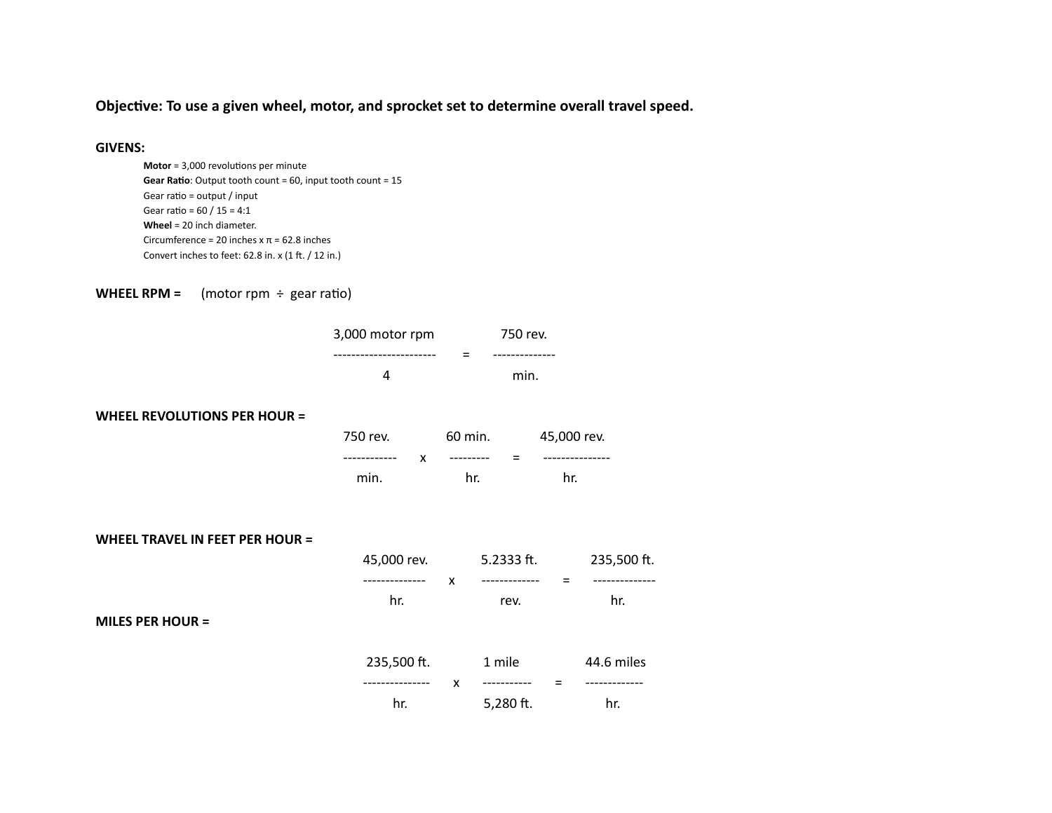**Objective: To use a given wheel, motor, and sprocket set to determine overall travel speed.**

**GIVENS:**

- **Motor** = 3,000 revolutions per minute
- **Gear Ratio**: Output tooth count = 60, input tooth count = 15
- Gear ratio = output / input
- Gear ratio = 60 / 15 = 4:1
- **Wheel** = 20 inch diameter.
- Circumference = 20 inches x π = 62.8 inches
- Convert inches to feet: 62.8 in. x (1 ft. / 12 in.)

**WHEEL RPM =** (motor rpm ÷ gear ratio)

$$\frac{3{,}000 \text{ motor rpm}}{4} = \frac{750 \text{ rev.}}{\text{min.}}$$

**WHEEL REVOLUTIONS PER HOUR =**

$$\frac{750 \text{ rev.}}{\text{min.}} \times \frac{60 \text{ min.}}{\text{hr.}} = \frac{45{,}000 \text{ rev.}}{\text{hr.}}$$

**WHEEL TRAVEL IN FEET PER HOUR =**

$$\frac{45{,}000 \text{ rev.}}{\text{hr.}} \times \frac{5.2333 \text{ ft.}}{\text{rev.}} = \frac{235{,}500 \text{ ft.}}{\text{hr.}}$$

**MILES PER HOUR =**

$$\frac{235{,}500 \text{ ft.}}{\text{hr.}} \times \frac{1 \text{ mile}}{5{,}280 \text{ ft.}} = \frac{44.6 \text{ miles}}{\text{hr.}}$$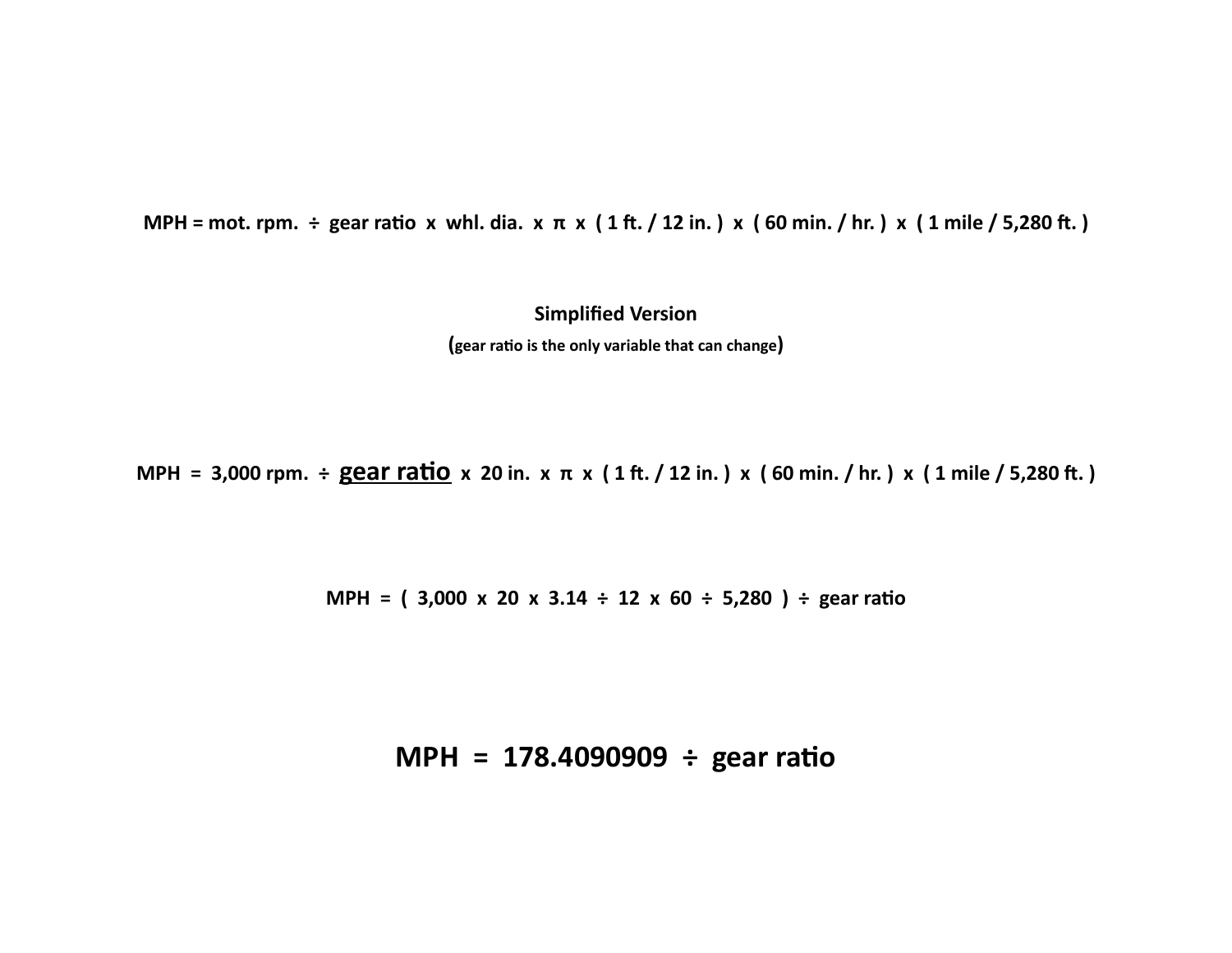**MPH = mot. rpm. ÷ gear ratio x whl. dia. x π x ( 1 ft. / 12 in. ) x ( 60 min. / hr. ) x ( 1 mile / 5,280 ft. )**

**Simplified Version**

**(gear ratio is the only variable that can change)**

**MPH = 3,000 rpm. ÷ <u>gear ratio</u> x 20 in. x π x ( 1 ft. / 12 in. ) x ( 60 min. / hr. ) x ( 1 mile / 5,280 ft. )**

**MPH = ( 3,000 x 20 x 3.14 ÷ 12 x 60 ÷ 5,280 ) ÷ gear ratio**

## MPH = 178.4090909 ÷ gear ratio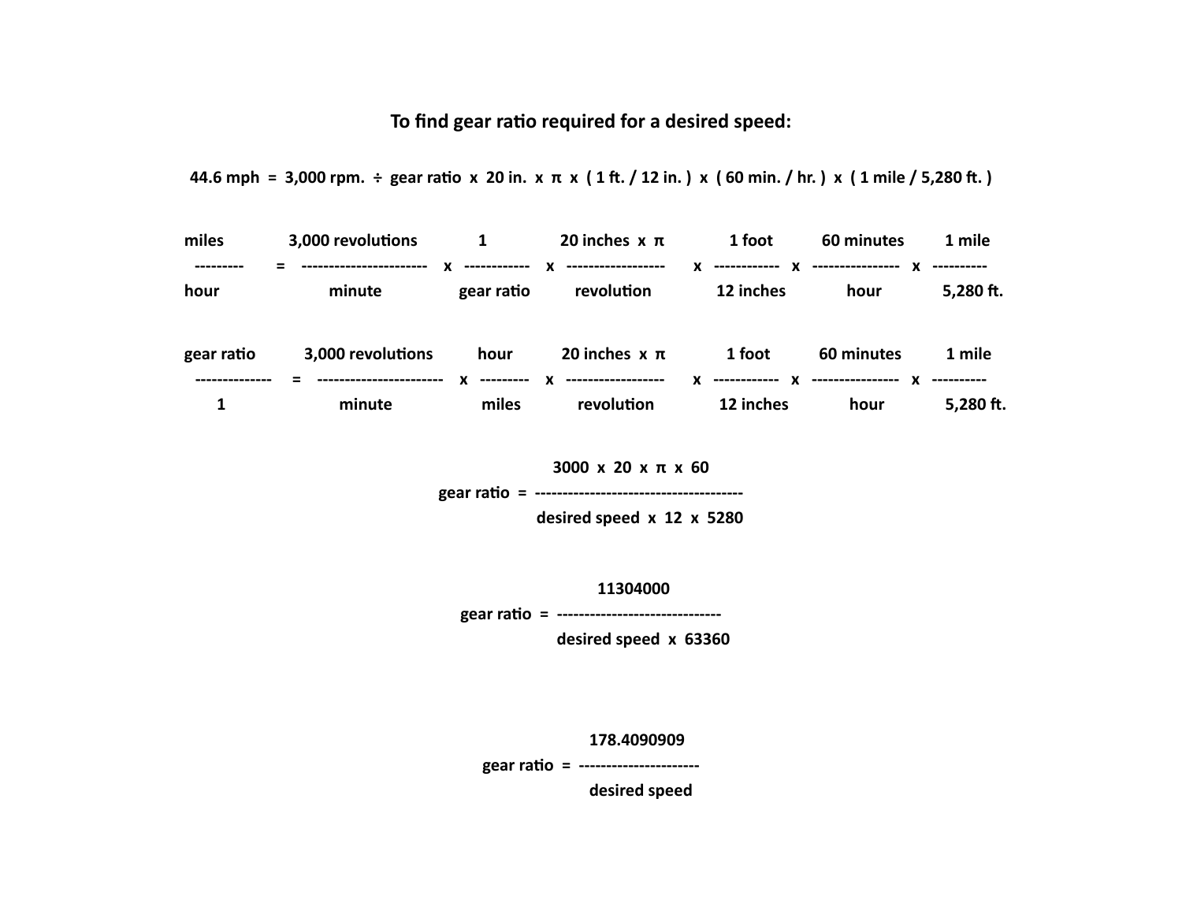### To find gear ratio required for a desired speed:

$$44.6 \text{ mph} = 3{,}000 \text{ rpm.} \div \text{gear ratio} \times 20 \text{ in.} \times \pi \times (1 \text{ ft.} / 12 \text{ in.}) \times (60 \text{ min.} / \text{hr.}) \times (1 \text{ mile} / 5{,}280 \text{ ft.})$$

$$\frac{\text{miles}}{\text{hour}} = \frac{3{,}000 \text{ revolutions}}{\text{minute}} \times \frac{1}{\text{gear ratio}} \times \frac{20 \text{ inches} \times \pi}{\text{revolution}} \times \frac{1 \text{ foot}}{12 \text{ inches}} \times \frac{60 \text{ minutes}}{\text{hour}} \times \frac{1 \text{ mile}}{5{,}280 \text{ ft.}}$$

$$\frac{\text{gear ratio}}{1} = \frac{3{,}000 \text{ revolutions}}{\text{minute}} \times \frac{\text{hour}}{\text{miles}} \times \frac{20 \text{ inches} \times \pi}{\text{revolution}} \times \frac{1 \text{ foot}}{12 \text{ inches}} \times \frac{60 \text{ minutes}}{\text{hour}} \times \frac{1 \text{ mile}}{5{,}280 \text{ ft.}}$$

$$\text{gear ratio} = \frac{3000 \times 20 \times \pi \times 60}{\text{desired speed} \times 12 \times 5280}$$

$$\text{gear ratio} = \frac{11304000}{\text{desired speed} \times 63360}$$

$$\text{gear ratio} = \frac{178.4090909}{\text{desired speed}}$$